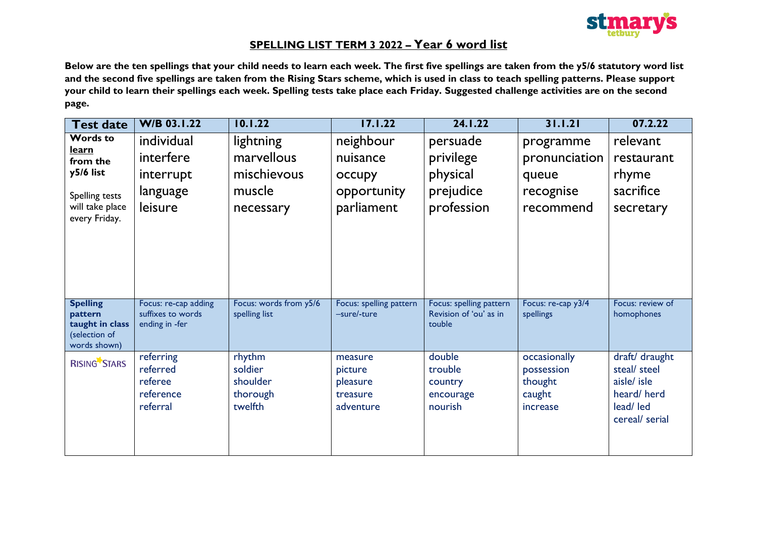stmary's tetbury

## SPELLING LIST TERM 3 2022 – Year 6 word list

**Below are the ten spellings that your child needs to learn each week. The first five spellings are taken from the y5/6 statutory word list and the second five spellings are taken from the Rising Stars scheme, which is used in class to teach spelling patterns. Please support your child to learn their spellings each week. Spelling tests take place each Friday. Suggested challenge activities are on the second page.**

| Test date | W/B 03.1.22 | 10.1.22 | 17.1.22 | 24.1.22 | 31.1.21 | 07.2.22 |
|---|---|---|---|---|---|---|
| **Words to learn from the y5/6 list** Spelling tests will take place every Friday. | individual<br>interfere<br>interrupt<br>language<br>leisure | lightning<br>marvellous<br>mischievous<br>muscle<br>necessary | neighbour<br>nuisance<br>occupy<br>opportunity<br>parliament | persuade<br>privilege<br>physical<br>prejudice<br>profession | programme<br>pronunciation<br>queue<br>recognise<br>recommend | relevant<br>restaurant<br>rhyme<br>sacrifice<br>secretary |
| **Spelling pattern taught in class** (selection of words shown) | Focus: re-cap adding suffixes to words ending in -fer | Focus: words from y5/6 spelling list | Focus: spelling pattern –sure/-ture | Focus: spelling pattern Revision of 'ou' as in touble | Focus: re-cap y3/4 spellings | Focus: review of homophones |
| RISING STARS | referring<br>referred<br>referee<br>reference<br>referral | rhythm<br>soldier<br>shoulder<br>thorough<br>twelfth | measure<br>picture<br>pleasure<br>treasure<br>adventure | double<br>trouble<br>country<br>encourage<br>nourish | occasionally<br>possession<br>thought<br>caught<br>increase | draft/ draught<br>steal/ steel<br>aisle/ isle<br>heard/ herd<br>lead/ led<br>cereal/ serial |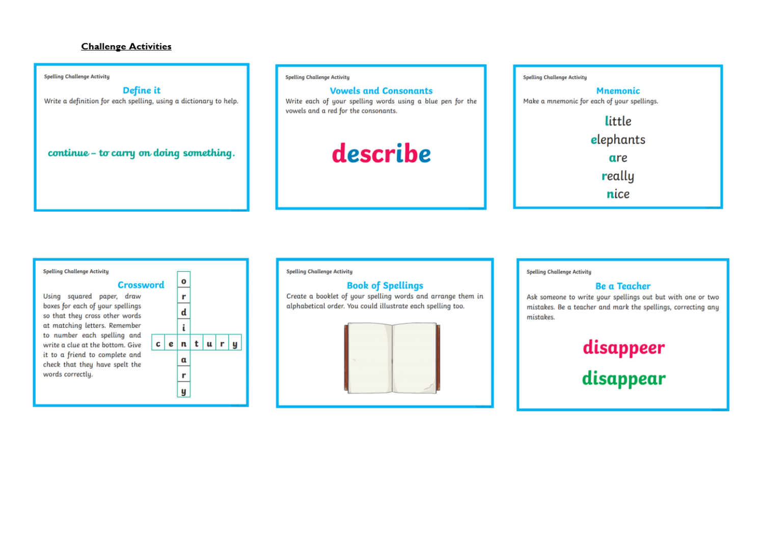## Challenge Activities

Spelling Challenge Activity

### Define it

Write a definition for each spelling, using a dictionary to help.

continue – to carry on doing something.

Spelling Challenge Activity

### Vowels and Consonants

Write each of your spelling words using a blue pen for the vowels and a red for the consonants.

describe

Spelling Challenge Activity

### Mnemonic

Make a mnemonic for each of your spellings.

little
elephants
are
really
nice

Spelling Challenge Activity

### Crossword

Using squared paper, draw boxes for each of your spellings so that they cross other words at matching letters. Remember to number each spelling and write a clue at the bottom. Give it to a friend to complete and check that they have spelt the words correctly.

o r d i n a r y

c e n t u r y

Spelling Challenge Activity

### Book of Spellings

Create a booklet of your spelling words and arrange them in alphabetical order. You could illustrate each spelling too.

Spelling Challenge Activity

### Be a Teacher

Ask someone to write your spellings out but with one or two mistakes. Be a teacher and mark the spellings, correcting any mistakes.

disappeer

disappear